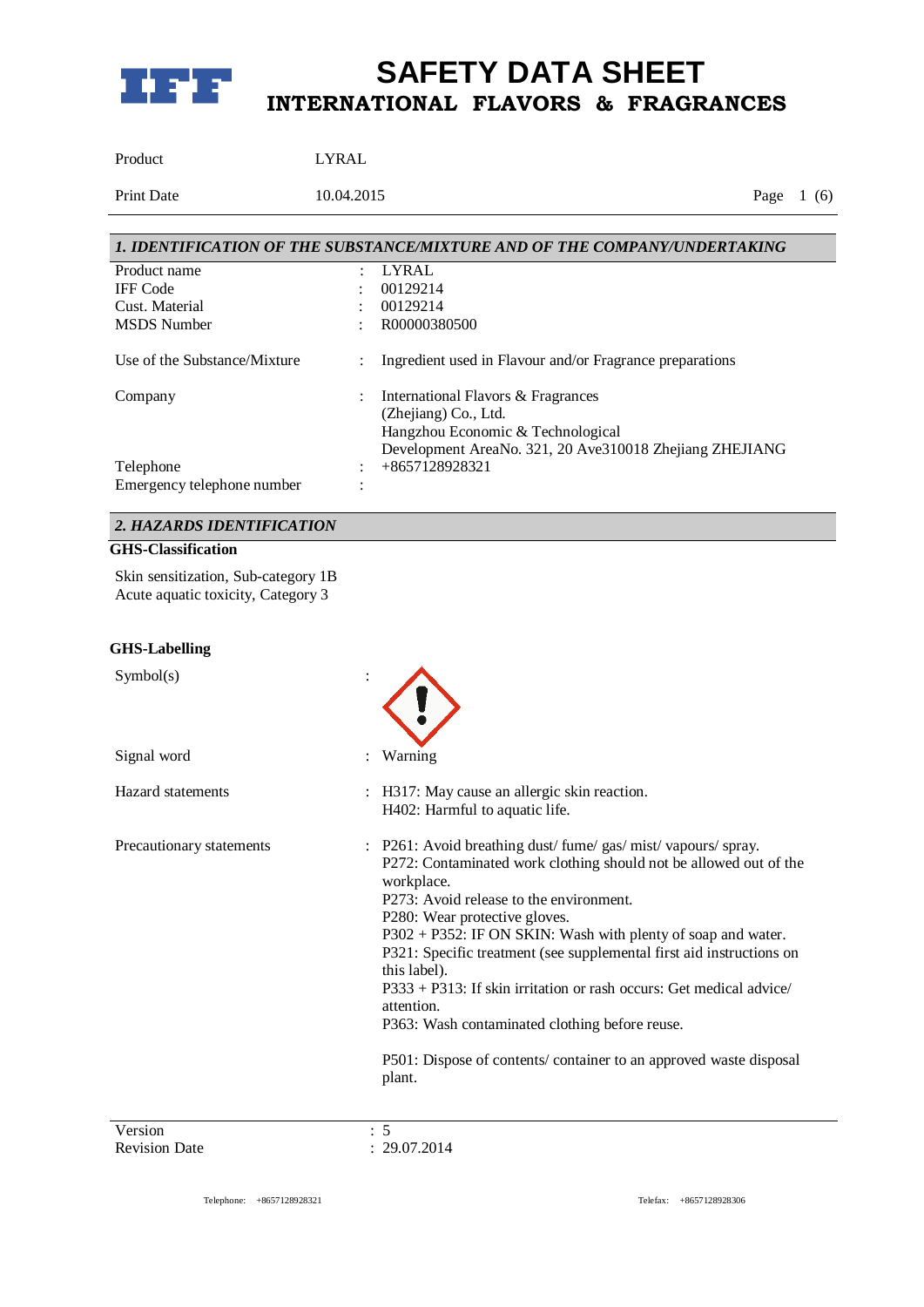# SAFETY DATA SHEET

## INTERNATIONAL FLAVORS & FRAGRANCES

| | |
|---|---|
| Product | LYRAL |
| Print Date | 10.04.2015 |

## 1. IDENTIFICATION OF THE SUBSTANCE/MIXTURE AND OF THE COMPANY/UNDERTAKING

| | | |
|---|---|---|
| Product name | : | LYRAL |
| IFF Code | : | 00129214 |
| Cust. Material | : | 00129214 |
| MSDS Number | : | R00000380500 |
| Use of the Substance/Mixture | : | Ingredient used in Flavour and/or Fragrance preparations |
| Company | : | International Flavors & Fragrances (Zhejiang) Co., Ltd. Hangzhou Economic & Technological Development AreaNo. 321, 20 Ave310018 Zhejiang ZHEJIANG |
| Telephone | : | +8657128928321 |
| Emergency telephone number | : | |

## 2. HAZARDS IDENTIFICATION

**GHS-Classification**

Skin sensitization, Sub-category 1B
Acute aquatic toxicity, Category 3

**GHS-Labelling**

Symbol(s) :

Signal word : Warning

Hazard statements :
H317: May cause an allergic skin reaction.
H402: Harmful to aquatic life.

Precautionary statements :
P261: Avoid breathing dust/ fume/ gas/ mist/ vapours/ spray.
P272: Contaminated work clothing should not be allowed out of the workplace.
P273: Avoid release to the environment.
P280: Wear protective gloves.
P302 + P352: IF ON SKIN: Wash with plenty of soap and water.
P321: Specific treatment (see supplemental first aid instructions on this label).
P333 + P313: If skin irritation or rash occurs: Get medical advice/ attention.
P363: Wash contaminated clothing before reuse.

P501: Dispose of contents/ container to an approved waste disposal plant.

| | |
|---|---|
| Version | : 5 |
| Revision Date | : 29.07.2014 |

Telephone: +8657128928321 Telefax: +8657128928306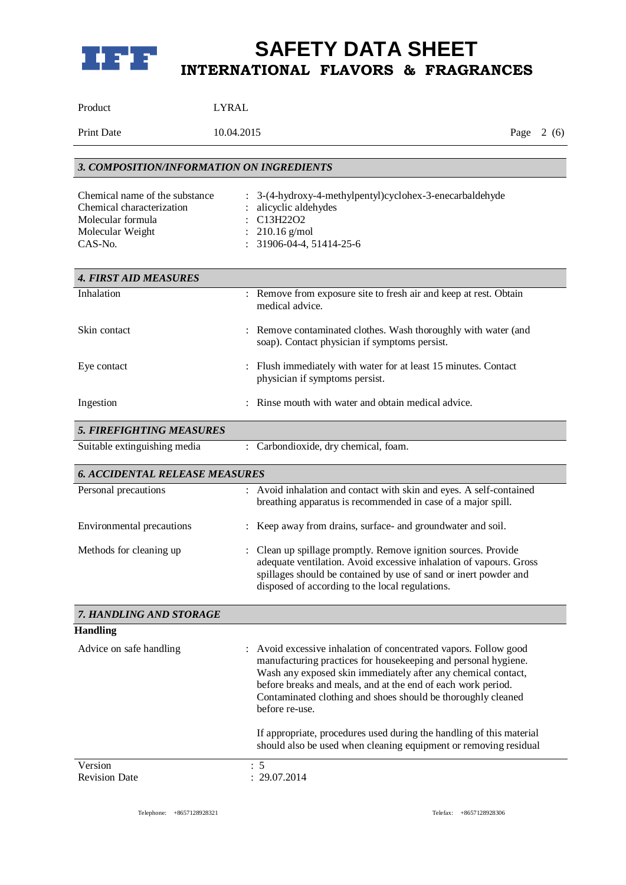## 3. COMPOSITION/INFORMATION ON INGREDIENTS

| | |
|---|---|
| Chemical name of the substance | : 3-(4-hydroxy-4-methylpentyl)cyclohex-3-enecarbaldehyde |
| Chemical characterization | : alicyclic aldehydes |
| Molecular formula | : $C_{13}H_{22}O_2$ |
| Molecular Weight | : 210.16 g/mol |
| CAS-No. | : 31906-04-4, 51414-25-6 |

## 4. FIRST AID MEASURES

| | |
|---|---|
| Inhalation | : Remove from exposure site to fresh air and keep at rest. Obtain medical advice. |
| Skin contact | : Remove contaminated clothes. Wash thoroughly with water (and soap). Contact physician if symptoms persist. |
| Eye contact | : Flush immediately with water for at least 15 minutes. Contact physician if symptoms persist. |
| Ingestion | : Rinse mouth with water and obtain medical advice. |

## 5. FIREFIGHTING MEASURES

| | |
|---|---|
| Suitable extinguishing media | : Carbondioxide, dry chemical, foam. |

## 6. ACCIDENTAL RELEASE MEASURES

| | |
|---|---|
| Personal precautions | : Avoid inhalation and contact with skin and eyes. A self-contained breathing apparatus is recommended in case of a major spill. |
| Environmental precautions | : Keep away from drains, surface- and groundwater and soil. |
| Methods for cleaning up | : Clean up spillage promptly. Remove ignition sources. Provide adequate ventilation. Avoid excessive inhalation of vapours. Gross spillages should be contained by use of sand or inert powder and disposed of according to the local regulations. |

## 7. HANDLING AND STORAGE

**Handling**

| | |
|---|---|
| Advice on safe handling | : Avoid excessive inhalation of concentrated vapors. Follow good manufacturing practices for housekeeping and personal hygiene. Wash any exposed skin immediately after any chemical contact, before breaks and meals, and at the end of each work period. Contaminated clothing and shoes should be thoroughly cleaned before re-use. |

If appropriate, procedures used during the handling of this material should also be used when cleaning equipment or removing residual

| | |
|---|---|
| Version | : 5 |
| Revision Date | : 29.07.2014 |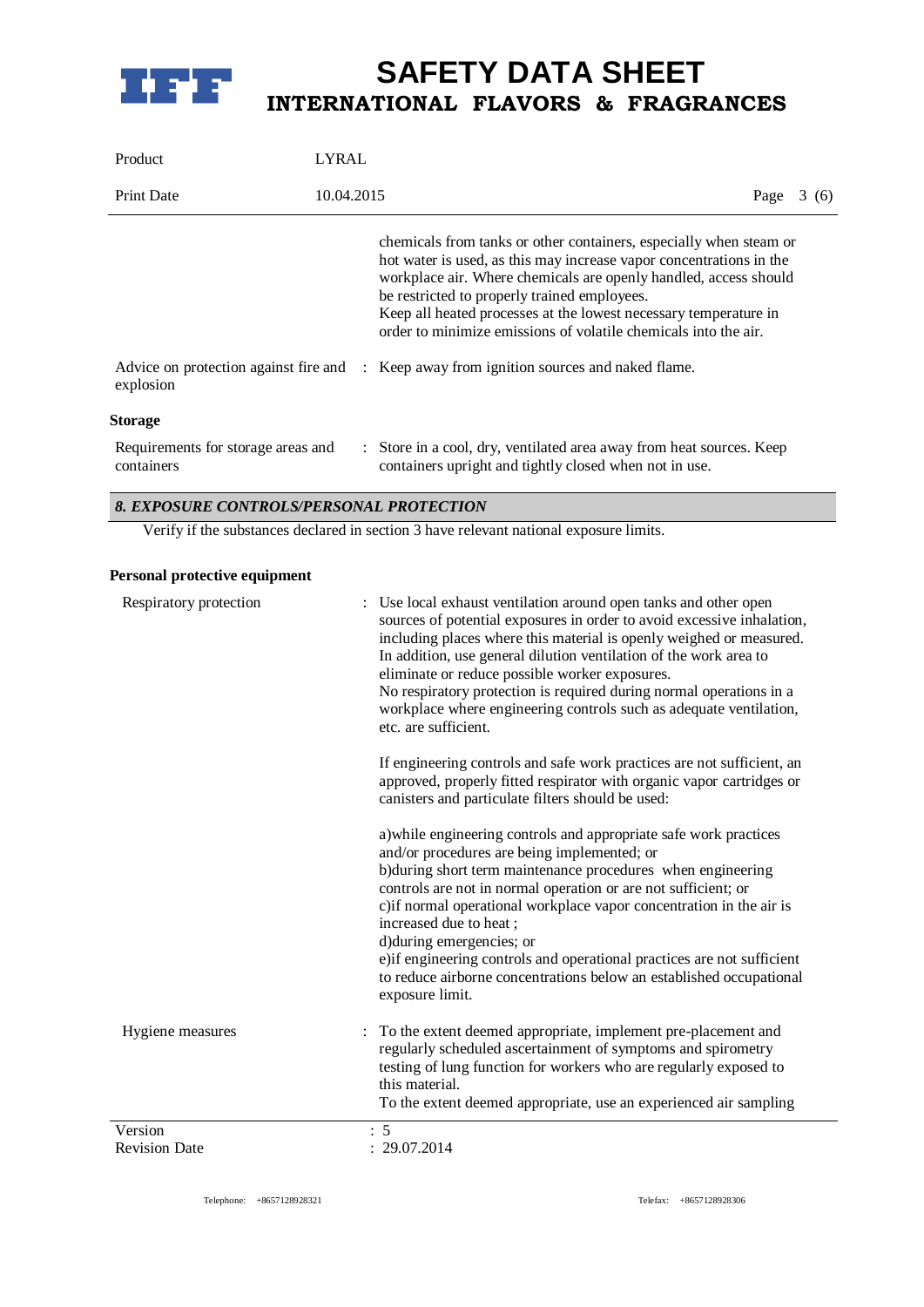| | | |
|---|---|---|
| | | chemicals from tanks or other containers, especially when steam or hot water is used, as this may increase vapor concentrations in the workplace air. Where chemicals are openly handled, access should be restricted to properly trained employees.<br>Keep all heated processes at the lowest necessary temperature in order to minimize emissions of volatile chemicals into the air. |
| Advice on protection against fire and explosion | : | Keep away from ignition sources and naked flame. |

**Storage**

| | | |
|---|---|---|
| Requirements for storage areas and containers | : | Store in a cool, dry, ventilated area away from heat sources. Keep containers upright and tightly closed when not in use. |

## *8. EXPOSURE CONTROLS/PERSONAL PROTECTION*

Verify if the substances declared in section 3 have relevant national exposure limits.

**Personal protective equipment**

| | | |
|---|---|---|
| Respiratory protection | : | Use local exhaust ventilation around open tanks and other open sources of potential exposures in order to avoid excessive inhalation, including places where this material is openly weighed or measured. In addition, use general dilution ventilation of the work area to eliminate or reduce possible worker exposures.<br>No respiratory protection is required during normal operations in a workplace where engineering controls such as adequate ventilation, etc. are sufficient.<br><br>If engineering controls and safe work practices are not sufficient, an approved, properly fitted respirator with organic vapor cartridges or canisters and particulate filters should be used:<br><br>a)while engineering controls and appropriate safe work practices and/or procedures are being implemented; or<br>b)during short term maintenance procedures when engineering controls are not in normal operation or are not sufficient; or<br>c)if normal operational workplace vapor concentration in the air is increased due to heat ;<br>d)during emergencies; or<br>e)if engineering controls and operational practices are not sufficient to reduce airborne concentrations below an established occupational exposure limit. |
| Hygiene measures | : | To the extent deemed appropriate, implement pre-placement and regularly scheduled ascertainment of symptoms and spirometry testing of lung function for workers who are regularly exposed to this material.<br>To the extent deemed appropriate, use an experienced air sampling |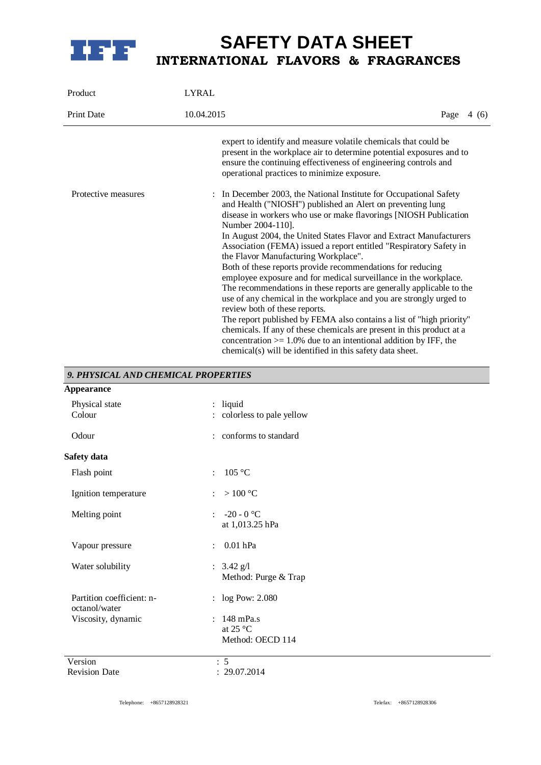expert to identify and measure volatile chemicals that could be present in the workplace air to determine potential exposures and to ensure the continuing effectiveness of engineering controls and operational practices to minimize exposure.

| | |
|---|---|
| Protective measures | : In December 2003, the National Institute for Occupational Safety and Health ("NIOSH") published an Alert on preventing lung disease in workers who use or make flavorings [NIOSH Publication Number 2004-110]. In August 2004, the United States Flavor and Extract Manufacturers Association (FEMA) issued a report entitled "Respiratory Safety in the Flavor Manufacturing Workplace". Both of these reports provide recommendations for reducing employee exposure and for medical surveillance in the workplace. The recommendations in these reports are generally applicable to the use of any chemical in the workplace and you are strongly urged to review both of these reports. The report published by FEMA also contains a list of "high priority" chemicals. If any of these chemicals are present in this product at a concentration >= 1.0% due to an intentional addition by IFF, the chemical(s) will be identified in this safety data sheet. |

## *9. PHYSICAL AND CHEMICAL PROPERTIES*

**Appearance**

| | |
|---|---|
| Physical state | : liquid |
| Colour | : colorless to pale yellow |
| Odour | : conforms to standard |

**Safety data**

| | |
|---|---|
| Flash point | : 105 °C |
| Ignition temperature | : > 100 °C |
| Melting point | : -20 - 0 °C at 1,013.25 hPa |
| Vapour pressure | : 0.01 hPa |
| Water solubility | : 3.42 g/l Method: Purge & Trap |
| Partition coefficient: n-octanol/water | : log Pow: 2.080 |
| Viscosity, dynamic | : 148 mPa.s at 25 °C Method: OECD 114 |

Version : 5
Revision Date : 29.07.2014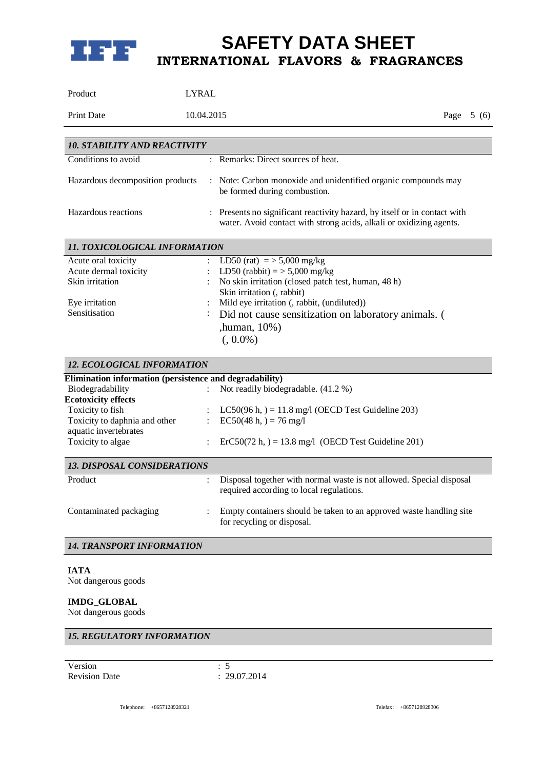### *10. STABILITY AND REACTIVITY*

| | | |
|---|---|---|
| Conditions to avoid | : | Remarks: Direct sources of heat. |
| Hazardous decomposition products | : | Note: Carbon monoxide and unidentified organic compounds may be formed during combustion. |
| Hazardous reactions | : | Presents no significant reactivity hazard, by itself or in contact with water. Avoid contact with strong acids, alkali or oxidizing agents. |

### *11. TOXICOLOGICAL INFORMATION*

| | | |
|---|---|---|
| Acute oral toxicity | : | LD50 (rat) = > 5,000 mg/kg |
| Acute dermal toxicity | : | LD50 (rabbit) = > 5,000 mg/kg |
| Skin irritation | : | No skin irritation (closed patch test, human, 48 h)<br>Skin irritation (, rabbit) |
| Eye irritation | : | Mild eye irritation (, rabbit, (undiluted)) |
| Sensitisation | : | Did not cause sensitization on laboratory animals. ( ,human, 10%)<br>(, 0.0%) |

### *12. ECOLOGICAL INFORMATION*

**Elimination information (persistence and degradability)**

| | | |
|---|---|---|
| Biodegradability | : | Not readily biodegradable. (41.2 %) |

**Ecotoxicity effects**

| | | |
|---|---|---|
| Toxicity to fish | : | LC50(96 h, ) = 11.8 mg/l (OECD Test Guideline 203) |
| Toxicity to daphnia and other aquatic invertebrates | : | EC50(48 h, ) = 76 mg/l |
| Toxicity to algae | : | ErC50(72 h, ) = 13.8 mg/l (OECD Test Guideline 201) |

### *13. DISPOSAL CONSIDERATIONS*

| | | |
|---|---|---|
| Product | : | Disposal together with normal waste is not allowed. Special disposal required according to local regulations. |
| Contaminated packaging | : | Empty containers should be taken to an approved waste handling site for recycling or disposal. |

### *14. TRANSPORT INFORMATION*

**IATA**
Not dangerous goods

**IMDG_GLOBAL**
Not dangerous goods

### *15. REGULATORY INFORMATION*

| | |
|---|---|
| Version | : 5 |
| Revision Date | : 29.07.2014 |

Telephone: +8657128928321 Telefax: +8657128928306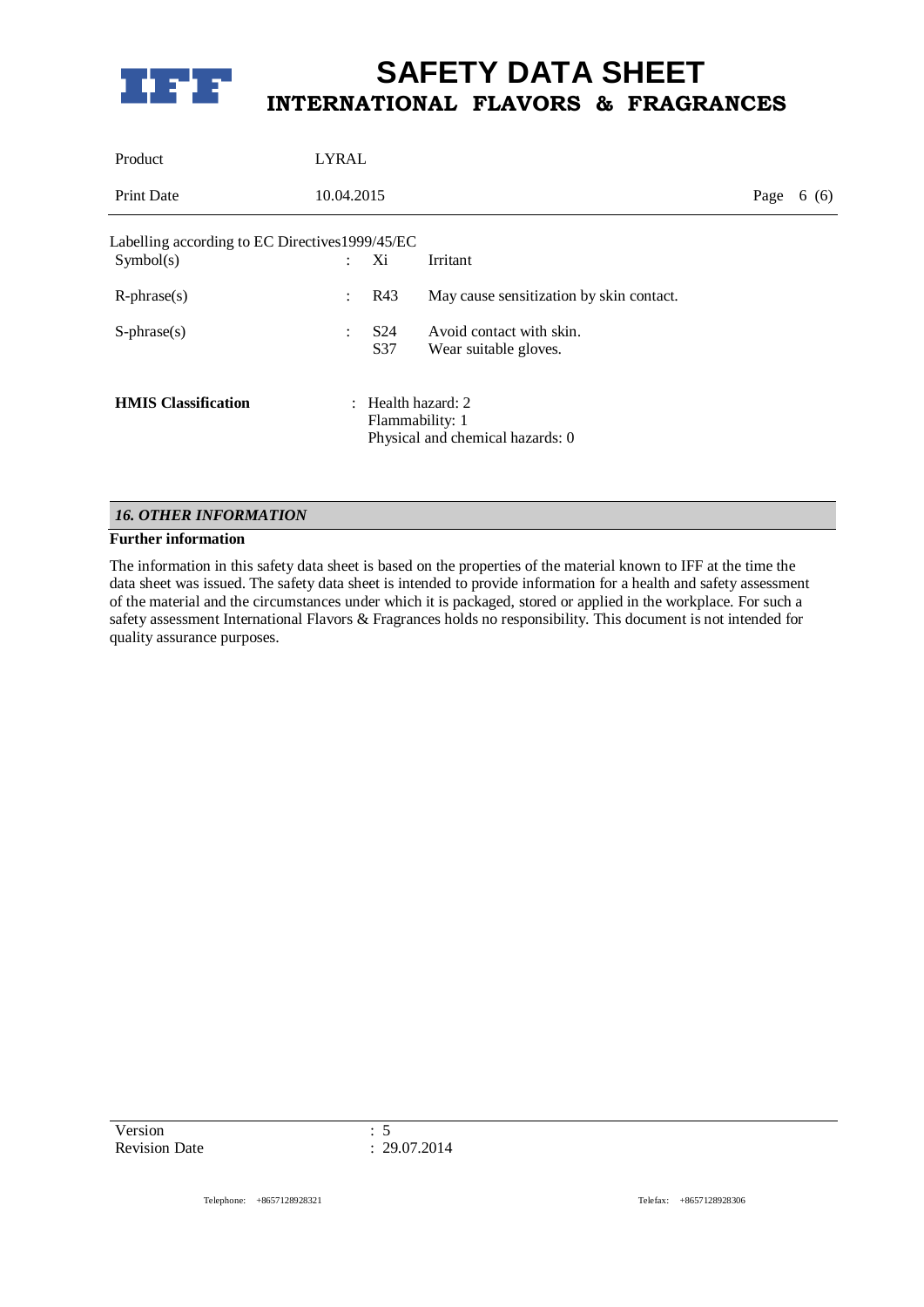Labelling according to EC Directives1999/45/EC

| | | | |
|---|---|---|---|
| Symbol(s) | : | Xi | Irritant |
| R-phrase(s) | : | R43 | May cause sensitization by skin contact. |
| S-phrase(s) | : | S24<br>S37 | Avoid contact with skin.<br>Wear suitable gloves. |

**HMIS Classification** : Health hazard: 2
Flammability: 1
Physical and chemical hazards: 0

## *16. OTHER INFORMATION*

**Further information**

The information in this safety data sheet is based on the properties of the material known to IFF at the time the data sheet was issued. The safety data sheet is intended to provide information for a health and safety assessment of the material and the circumstances under which it is packaged, stored or applied in the workplace. For such a safety assessment International Flavors & Fragrances holds no responsibility. This document is not intended for quality assurance purposes.

Version : 5
Revision Date : 29.07.2014